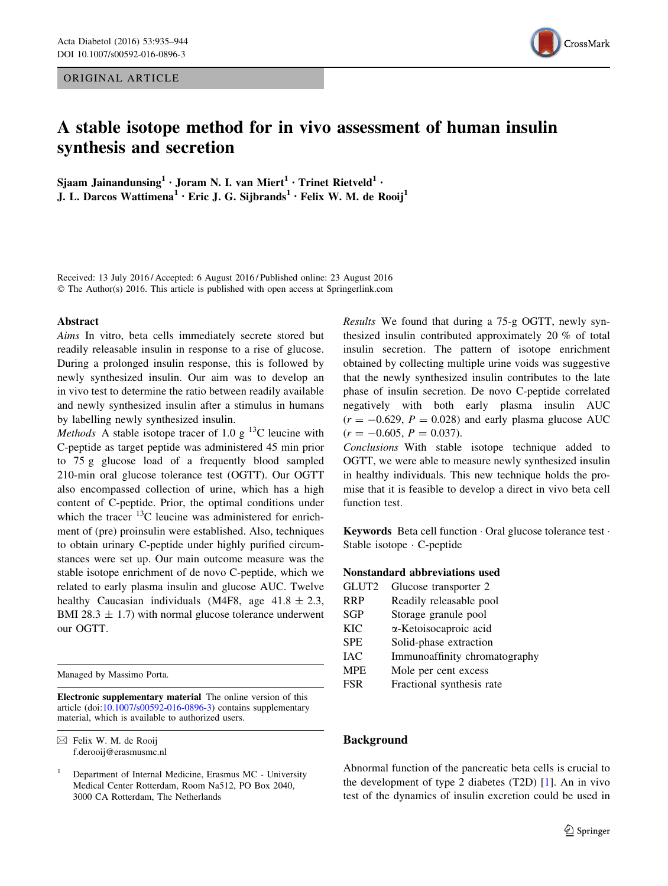ORIGINAL ARTICLE

# A stable isotope method for in vivo assessment of human insulin synthesis and secretion

Sjaam Jainandunsing[1] · Joram N. I. van Miert[1] · Trinet Rietveld[1] · J. L. Darcos Wattimena[1] · Eric J. G. Sijbrands[1] · Felix W. M. de Rooij[1]

Received: 13 July 2016 / Accepted: 6 August 2016 / Published online: 23 August 2016
© The Author(s) 2016. This article is published with open access at Springerlink.com

## Abstract

*Aims* In vitro, beta cells immediately secrete stored but readily releasable insulin in response to a rise of glucose. During a prolonged insulin response, this is followed by newly synthesized insulin. Our aim was to develop an in vivo test to determine the ratio between readily available and newly synthesized insulin after a stimulus in humans by labelling newly synthesized insulin.

*Methods* A stable isotope tracer of 1.0 g $^{13}$C leucine with C-peptide as target peptide was administered 45 min prior to 75 g glucose load of a frequently blood sampled 210-min oral glucose tolerance test (OGTT). Our OGTT also encompassed collection of urine, which has a high content of C-peptide. Prior, the optimal conditions under which the tracer $^{13}$C leucine was administered for enrichment of (pre) proinsulin were established. Also, techniques to obtain urinary C-peptide under highly purified circumstances were set up. Our main outcome measure was the stable isotope enrichment of de novo C-peptide, which we related to early plasma insulin and glucose AUC. Twelve healthy Caucasian individuals (M4F8, age 41.8 ± 2.3, BMI 28.3 ± 1.7) with normal glucose tolerance underwent our OGTT.

*Results* We found that during a 75-g OGTT, newly synthesized insulin contributed approximately 20 % of total insulin secretion. The pattern of isotope enrichment obtained by collecting multiple urine voids was suggestive that the newly synthesized insulin contributes to the late phase of insulin secretion. De novo C-peptide correlated negatively with both early plasma insulin AUC ($r = -0.629$, $P = 0.028$) and early plasma glucose AUC ($r = -0.605$, $P = 0.037$).

*Conclusions* With stable isotope technique added to OGTT, we were able to measure newly synthesized insulin in healthy individuals. This new technique holds the promise that it is feasible to develop a direct in vivo beta cell function test.

**Keywords** Beta cell function · Oral glucose tolerance test · Stable isotope · C-peptide

**Nonstandard abbreviations used**

| | |
|---|---|
| GLUT2 | Glucose transporter 2 |
| RRP | Readily releasable pool |
| SGP | Storage granule pool |
| KIC | α-Ketoisocaproic acid |
| SPE | Solid-phase extraction |
| IAC | Immunoaffinity chromatography |
| MPE | Mole per cent excess |
| FSR | Fractional synthesis rate |

Managed by Massimo Porta.

**Electronic supplementary material** The online version of this article (doi:10.1007/s00592-016-0896-3) contains supplementary material, which is available to authorized users.

✉ Felix W. M. de Rooij
f.derooij@erasmusmc.nl

[1] Department of Internal Medicine, Erasmus MC - University Medical Center Rotterdam, Room Na512, PO Box 2040, 3000 CA Rotterdam, The Netherlands

## Background

Abnormal function of the pancreatic beta cells is crucial to the development of type 2 diabetes (T2D) [1]. An in vivo test of the dynamics of insulin excretion could be used in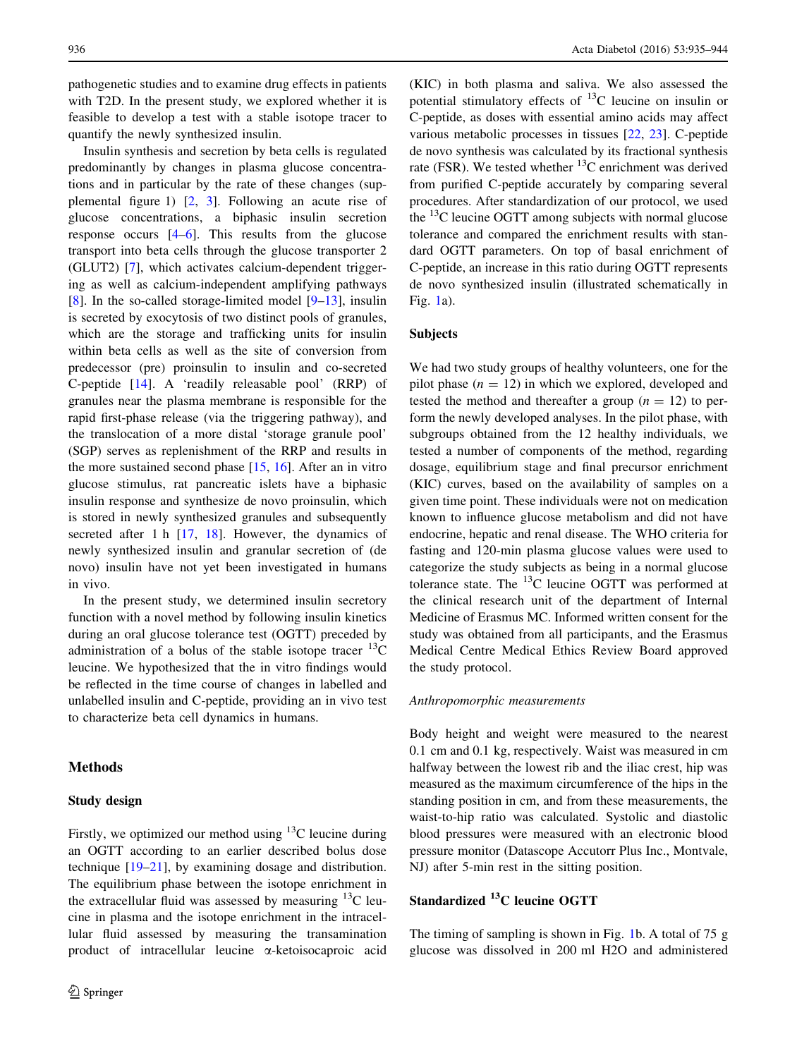pathogenetic studies and to examine drug effects in patients with T2D. In the present study, we explored whether it is feasible to develop a test with a stable isotope tracer to quantify the newly synthesized insulin.

Insulin synthesis and secretion by beta cells is regulated predominantly by changes in plasma glucose concentrations and in particular by the rate of these changes (supplemental figure 1) [2, 3]. Following an acute rise of glucose concentrations, a biphasic insulin secretion response occurs [4–6]. This results from the glucose transport into beta cells through the glucose transporter 2 (GLUT2) [7], which activates calcium-dependent triggering as well as calcium-independent amplifying pathways [8]. In the so-called storage-limited model [9–13], insulin is secreted by exocytosis of two distinct pools of granules, which are the storage and trafficking units for insulin within beta cells as well as the site of conversion from predecessor (pre) proinsulin to insulin and co-secreted C-peptide [14]. A 'readily releasable pool' (RRP) of granules near the plasma membrane is responsible for the rapid first-phase release (via the triggering pathway), and the translocation of a more distal 'storage granule pool' (SGP) serves as replenishment of the RRP and results in the more sustained second phase [15, 16]. After an in vitro glucose stimulus, rat pancreatic islets have a biphasic insulin response and synthesize de novo proinsulin, which is stored in newly synthesized granules and subsequently secreted after 1 h [17, 18]. However, the dynamics of newly synthesized insulin and granular secretion of (de novo) insulin have not yet been investigated in humans in vivo.

In the present study, we determined insulin secretory function with a novel method by following insulin kinetics during an oral glucose tolerance test (OGTT) preceded by administration of a bolus of the stable isotope tracer $^{13}$C leucine. We hypothesized that the in vitro findings would be reflected in the time course of changes in labelled and unlabelled insulin and C-peptide, providing an in vivo test to characterize beta cell dynamics in humans.

## Methods

### Study design

Firstly, we optimized our method using $^{13}$C leucine during an OGTT according to an earlier described bolus dose technique [19–21], by examining dosage and distribution. The equilibrium phase between the isotope enrichment in the extracellular fluid was assessed by measuring $^{13}$C leucine in plasma and the isotope enrichment in the intracellular fluid assessed by measuring the transamination product of intracellular leucine α-ketoisocaproic acid (KIC) in both plasma and saliva. We also assessed the potential stimulatory effects of $^{13}$C leucine on insulin or C-peptide, as doses with essential amino acids may affect various metabolic processes in tissues [22, 23]. C-peptide de novo synthesis was calculated by its fractional synthesis rate (FSR). We tested whether $^{13}$C enrichment was derived from purified C-peptide accurately by comparing several procedures. After standardization of our protocol, we used the $^{13}$C leucine OGTT among subjects with normal glucose tolerance and compared the enrichment results with standard OGTT parameters. On top of basal enrichment of C-peptide, an increase in this ratio during OGTT represents de novo synthesized insulin (illustrated schematically in Fig. 1a).

### Subjects

We had two study groups of healthy volunteers, one for the pilot phase ($n = 12$) in which we explored, developed and tested the method and thereafter a group ($n = 12$) to perform the newly developed analyses. In the pilot phase, with subgroups obtained from the 12 healthy individuals, we tested a number of components of the method, regarding dosage, equilibrium stage and final precursor enrichment (KIC) curves, based on the availability of samples on a given time point. These individuals were not on medication known to influence glucose metabolism and did not have endocrine, hepatic and renal disease. The WHO criteria for fasting and 120-min plasma glucose values were used to categorize the study subjects as being in a normal glucose tolerance state. The $^{13}$C leucine OGTT was performed at the clinical research unit of the department of Internal Medicine of Erasmus MC. Informed written consent for the study was obtained from all participants, and the Erasmus Medical Centre Medical Ethics Review Board approved the study protocol.

#### *Anthropomorphic measurements*

Body height and weight were measured to the nearest 0.1 cm and 0.1 kg, respectively. Waist was measured in cm halfway between the lowest rib and the iliac crest, hip was measured as the maximum circumference of the hips in the standing position in cm, and from these measurements, the waist-to-hip ratio was calculated. Systolic and diastolic blood pressures were measured with an electronic blood pressure monitor (Datascope Accutorr Plus Inc., Montvale, NJ) after 5-min rest in the sitting position.

### Standardized $^{13}$C leucine OGTT

The timing of sampling is shown in Fig. 1b. A total of 75 g glucose was dissolved in 200 ml H2O and administered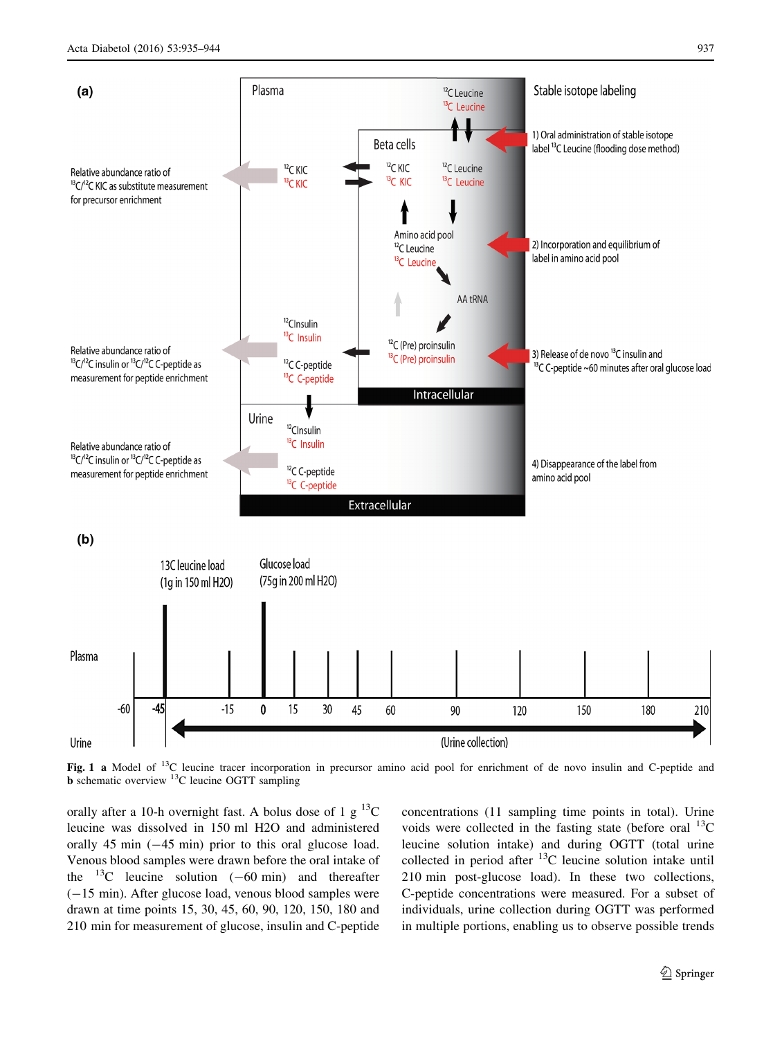**Fig. 1** **a** Model of $^{13}C$ leucine tracer incorporation in precursor amino acid pool for enrichment of de novo insulin and C-peptide and **b** schematic overview $^{13}C$ leucine OGTT sampling

orally after a 10-h overnight fast. A bolus dose of 1 g $^{13}C$ leucine was dissolved in 150 ml H2O and administered orally 45 min (−45 min) prior to this oral glucose load. Venous blood samples were drawn before the oral intake of the $^{13}C$ leucine solution (−60 min) and thereafter (−15 min). After glucose load, venous blood samples were drawn at time points 15, 30, 45, 60, 90, 120, 150, 180 and 210 min for measurement of glucose, insulin and C-peptide concentrations (11 sampling time points in total). Urine voids were collected in the fasting state (before oral $^{13}C$ leucine solution intake) and during OGTT (total urine collected in period after $^{13}C$ leucine solution intake until 210 min post-glucose load). In these two collections, C-peptide concentrations were measured. For a subset of individuals, urine collection during OGTT was performed in multiple portions, enabling us to observe possible trends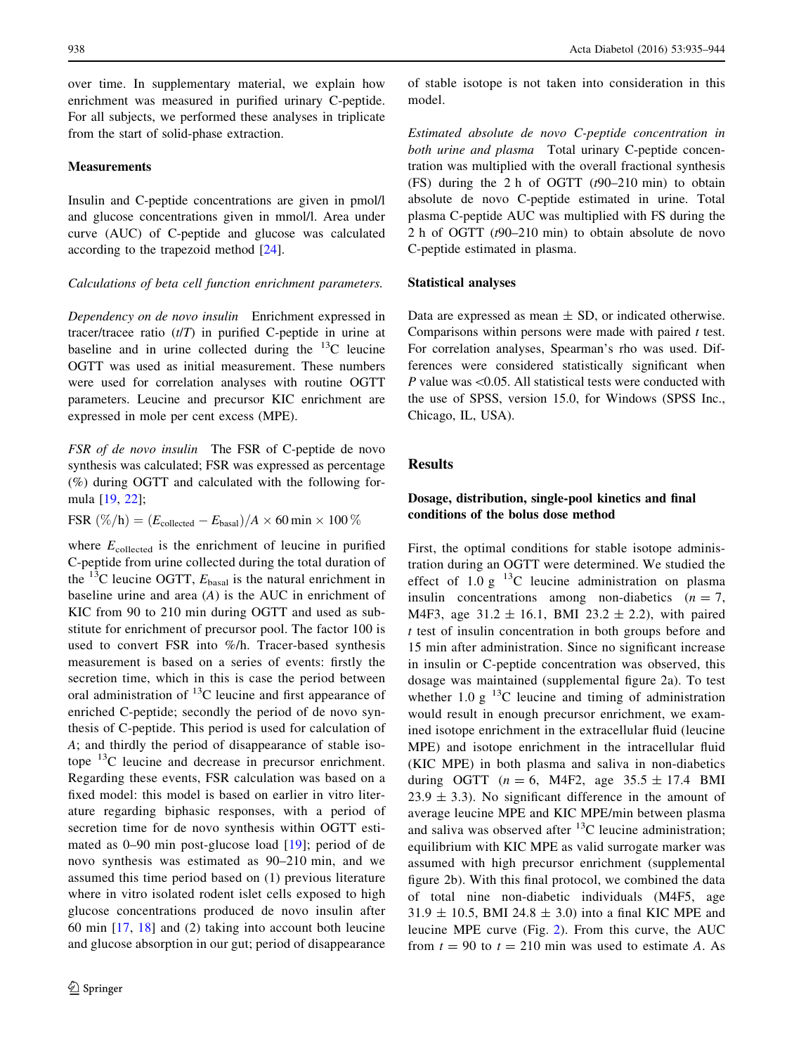over time. In supplementary material, we explain how enrichment was measured in purified urinary C-peptide. For all subjects, we performed these analyses in triplicate from the start of solid-phase extraction.

## Measurements

Insulin and C-peptide concentrations are given in pmol/l and glucose concentrations given in mmol/l. Area under curve (AUC) of C-peptide and glucose was calculated according to the trapezoid method [24].

*Calculations of beta cell function enrichment parameters.*

*Dependency on de novo insulin* Enrichment expressed in tracer/tracee ratio ($t/T$) in purified C-peptide in urine at baseline and in urine collected during the $^{13}$C leucine OGTT was used as initial measurement. These numbers were used for correlation analyses with routine OGTT parameters. Leucine and precursor KIC enrichment are expressed in mole per cent excess (MPE).

*FSR of de novo insulin* The FSR of C-peptide de novo synthesis was calculated; FSR was expressed as percentage (%) during OGTT and calculated with the following formula [19, 22];

$$\text{FSR}\ (\%/\text{h}) = (E_{\text{collected}} - E_{\text{basal}})/A \times 60\,\text{min} \times 100\,\%$$

where $E_{\text{collected}}$ is the enrichment of leucine in purified C-peptide from urine collected during the total duration of the $^{13}$C leucine OGTT, $E_{\text{basal}}$ is the natural enrichment in baseline urine and area ($A$) is the AUC in enrichment of KIC from 90 to 210 min during OGTT and used as substitute for enrichment of precursor pool. The factor 100 is used to convert FSR into %/h. Tracer-based synthesis measurement is based on a series of events: firstly the secretion time, which in this is case the period between oral administration of $^{13}$C leucine and first appearance of enriched C-peptide; secondly the period of de novo synthesis of C-peptide. This period is used for calculation of $A$; and thirdly the period of disappearance of stable isotope $^{13}$C leucine and decrease in precursor enrichment. Regarding these events, FSR calculation was based on a fixed model: this model is based on earlier in vitro literature regarding biphasic responses, with a period of secretion time for de novo synthesis within OGTT estimated as 0–90 min post-glucose load [19]; period of de novo synthesis was estimated as 90–210 min, and we assumed this time period based on (1) previous literature where in vitro isolated rodent islet cells exposed to high glucose concentrations produced de novo insulin after 60 min [17, 18] and (2) taking into account both leucine and glucose absorption in our gut; period of disappearance of stable isotope is not taken into consideration in this model.

*Estimated absolute de novo C-peptide concentration in both urine and plasma* Total urinary C-peptide concentration was multiplied with the overall fractional synthesis (FS) during the 2 h of OGTT ($t$90–210 min) to obtain absolute de novo C-peptide estimated in urine. Total plasma C-peptide AUC was multiplied with FS during the 2 h of OGTT ($t$90–210 min) to obtain absolute de novo C-peptide estimated in plasma.

## Statistical analyses

Data are expressed as mean ± SD, or indicated otherwise. Comparisons within persons were made with paired $t$ test. For correlation analyses, Spearman's rho was used. Differences were considered statistically significant when $P$ value was <0.05. All statistical tests were conducted with the use of SPSS, version 15.0, for Windows (SPSS Inc., Chicago, IL, USA).

# Results

## Dosage, distribution, single-pool kinetics and final conditions of the bolus dose method

First, the optimal conditions for stable isotope administration during an OGTT were determined. We studied the effect of 1.0 g $^{13}$C leucine administration on plasma insulin concentrations among non-diabetics ($n = 7$, M4F3, age 31.2 ± 16.1, BMI 23.2 ± 2.2), with paired $t$ test of insulin concentration in both groups before and 15 min after administration. Since no significant increase in insulin or C-peptide concentration was observed, this dosage was maintained (supplemental figure 2a). To test whether 1.0 g $^{13}$C leucine and timing of administration would result in enough precursor enrichment, we examined isotope enrichment in the extracellular fluid (leucine MPE) and isotope enrichment in the intracellular fluid (KIC MPE) in both plasma and saliva in non-diabetics during OGTT ($n = 6$, M4F2, age 35.5 ± 17.4 BMI 23.9 ± 3.3). No significant difference in the amount of average leucine MPE and KIC MPE/min between plasma and saliva was observed after $^{13}$C leucine administration; equilibrium with KIC MPE as valid surrogate marker was assumed with high precursor enrichment (supplemental figure 2b). With this final protocol, we combined the data of total nine non-diabetic individuals (M4F5, age 31.9 ± 10.5, BMI 24.8 ± 3.0) into a final KIC MPE and leucine MPE curve (Fig. 2). From this curve, the AUC from $t = 90$ to $t = 210$ min was used to estimate $A$. As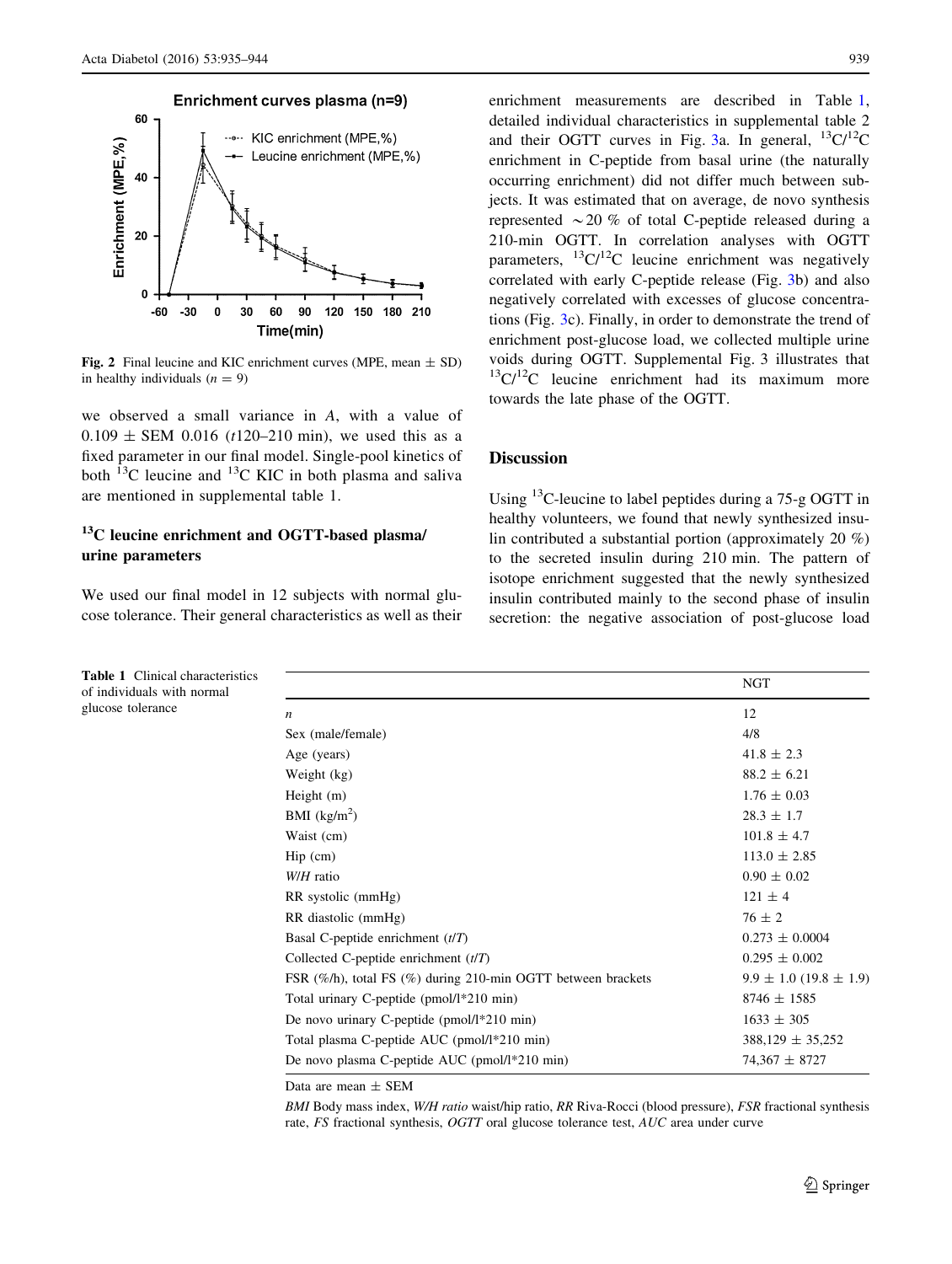Fig. 2 Final leucine and KIC enrichment curves (MPE, mean ± SD) in healthy individuals ($n = 9$)

we observed a small variance in $A$, with a value of $0.109 \pm$ SEM 0.016 ($t$120–210 min), we used this as a fixed parameter in our final model. Single-pool kinetics of both $^{13}$C leucine and $^{13}$C KIC in both plasma and saliva are mentioned in supplemental table 1.

### $^{13}$C leucine enrichment and OGTT-based plasma/urine parameters

We used our final model in 12 subjects with normal glucose tolerance. Their general characteristics as well as their enrichment measurements are described in Table 1, detailed individual characteristics in supplemental table 2 and their OGTT curves in Fig. 3a. In general, $^{13}C/^{12}C$ enrichment in C-peptide from basal urine (the naturally occurring enrichment) did not differ much between subjects. It was estimated that on average, de novo synthesis represented ~20 % of total C-peptide released during a 210-min OGTT. In correlation analyses with OGTT parameters, $^{13}C/^{12}C$ leucine enrichment was negatively correlated with early C-peptide release (Fig. 3b) and also negatively correlated with excesses of glucose concentrations (Fig. 3c). Finally, in order to demonstrate the trend of enrichment post-glucose load, we collected multiple urine voids during OGTT. Supplemental Fig. 3 illustrates that $^{13}C/^{12}C$ leucine enrichment had its maximum more towards the late phase of the OGTT.

## Discussion

Using $^{13}$C-leucine to label peptides during a 75-g OGTT in healthy volunteers, we found that newly synthesized insulin contributed a substantial portion (approximately 20 %) to the secreted insulin during 210 min. The pattern of isotope enrichment suggested that the newly synthesized insulin contributed mainly to the second phase of insulin secretion: the negative association of post-glucose load

Table 1 Clinical characteristics of individuals with normal glucose tolerance

| | NGT |
|---|---|
| $n$ | 12 |
| Sex (male/female) | 4/8 |
| Age (years) | 41.8 ± 2.3 |
| Weight (kg) | 88.2 ± 6.21 |
| Height (m) | 1.76 ± 0.03 |
| BMI (kg/m$^2$) | 28.3 ± 1.7 |
| Waist (cm) | 101.8 ± 4.7 |
| Hip (cm) | 113.0 ± 2.85 |
| *W/H* ratio | 0.90 ± 0.02 |
| RR systolic (mmHg) | 121 ± 4 |
| RR diastolic (mmHg) | 76 ± 2 |
| Basal C-peptide enrichment (*t/T*) | 0.273 ± 0.0004 |
| Collected C-peptide enrichment (*t/T*) | 0.295 ± 0.002 |
| FSR (%/h), total FS (%) during 210-min OGTT between brackets | 9.9 ± 1.0 (19.8 ± 1.9) |
| Total urinary C-peptide (pmol/l*210 min) | 8746 ± 1585 |
| De novo urinary C-peptide (pmol/l*210 min) | 1633 ± 305 |
| Total plasma C-peptide AUC (pmol/l*210 min) | 388,129 ± 35,252 |
| De novo plasma C-peptide AUC (pmol/l*210 min) | 74,367 ± 8727 |

Data are mean ± SEM

*BMI* Body mass index, *W/H ratio* waist/hip ratio, *RR* Riva-Rocci (blood pressure), *FSR* fractional synthesis rate, *FS* fractional synthesis, *OGTT* oral glucose tolerance test, *AUC* area under curve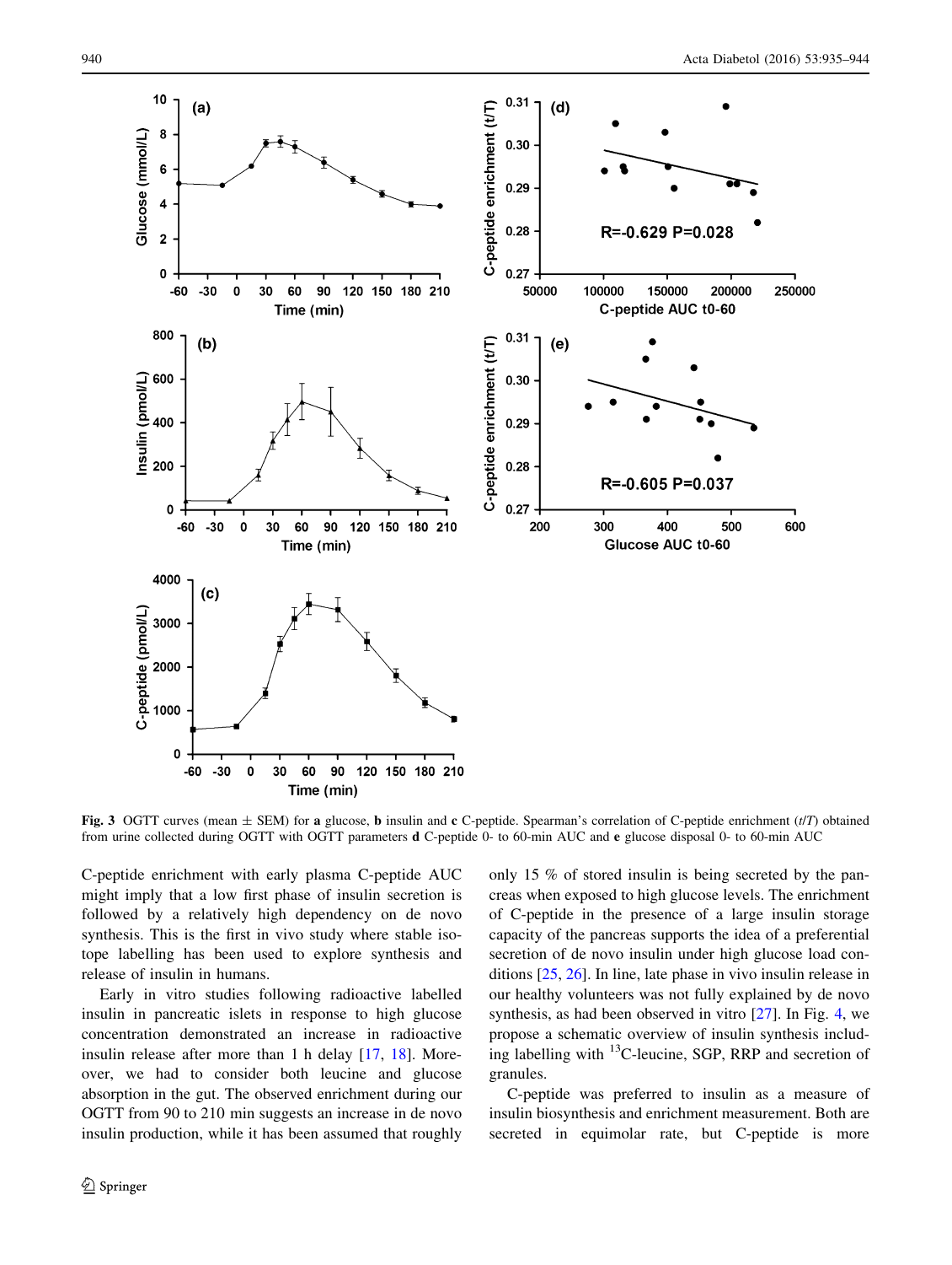Fig. 3 OGTT curves (mean ± SEM) for **a** glucose, **b** insulin and **c** C-peptide. Spearman's correlation of C-peptide enrichment (*t/T*) obtained from urine collected during OGTT with OGTT parameters **d** C-peptide 0- to 60-min AUC and **e** glucose disposal 0- to 60-min AUC

C-peptide enrichment with early plasma C-peptide AUC might imply that a low first phase of insulin secretion is followed by a relatively high dependency on de novo synthesis. This is the first in vivo study where stable isotope labelling has been used to explore synthesis and release of insulin in humans.

Early in vitro studies following radioactive labelled insulin in pancreatic islets in response to high glucose concentration demonstrated an increase in radioactive insulin release after more than 1 h delay [17, 18]. Moreover, we had to consider both leucine and glucose absorption in the gut. The observed enrichment during our OGTT from 90 to 210 min suggests an increase in de novo insulin production, while it has been assumed that roughly only 15 % of stored insulin is being secreted by the pancreas when exposed to high glucose levels. The enrichment of C-peptide in the presence of a large insulin storage capacity of the pancreas supports the idea of a preferential secretion of de novo insulin under high glucose load conditions [25, 26]. In line, late phase in vivo insulin release in our healthy volunteers was not fully explained by de novo synthesis, as had been observed in vitro [27]. In Fig. 4, we propose a schematic overview of insulin synthesis including labelling with $^{13}$C-leucine, SGP, RRP and secretion of granules.

C-peptide was preferred to insulin as a measure of insulin biosynthesis and enrichment measurement. Both are secreted in equimolar rate, but C-peptide is more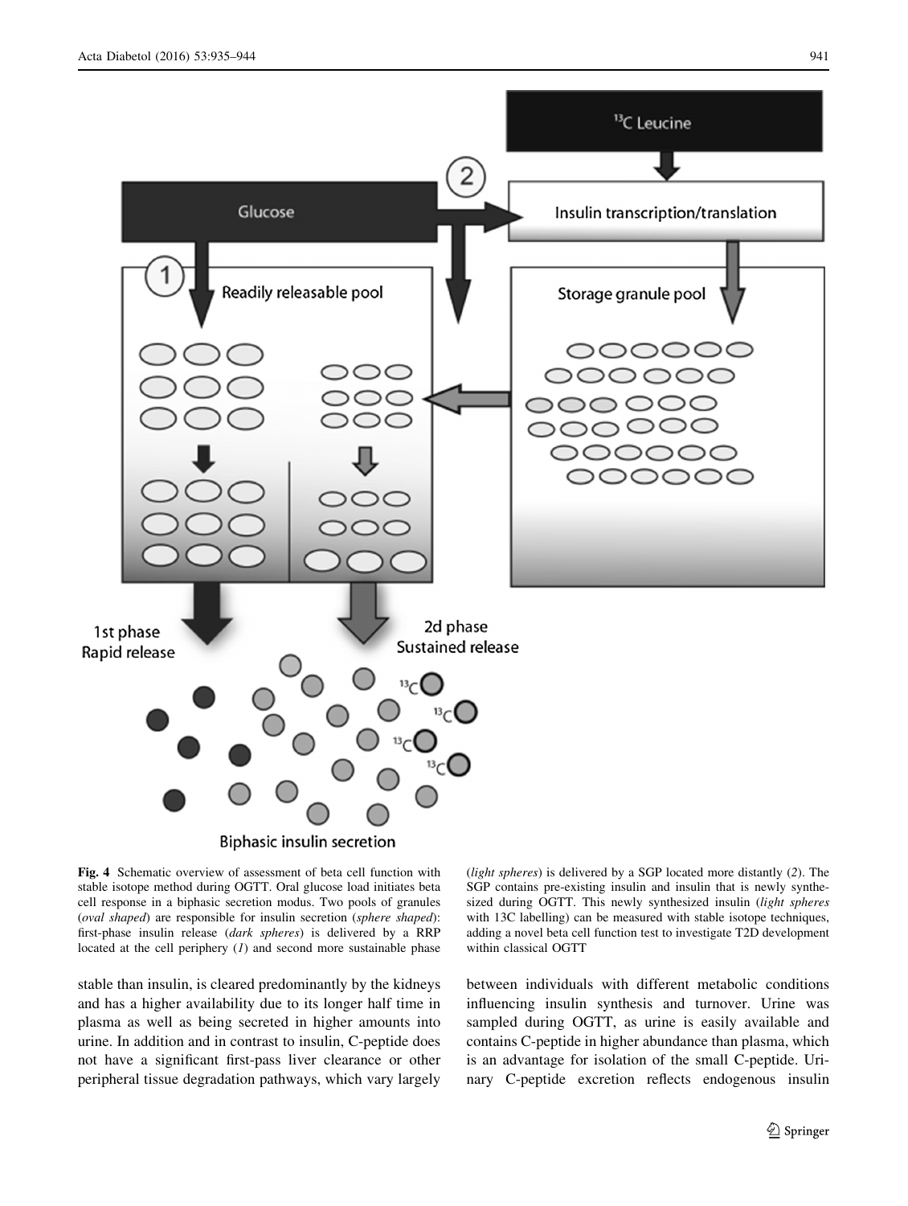**Fig. 4** Schematic overview of assessment of beta cell function with stable isotope method during OGTT. Oral glucose load initiates beta cell response in a biphasic secretion modus. Two pools of granules (*oval shaped*) are responsible for insulin secretion (*sphere shaped*): first-phase insulin release (*dark spheres*) is delivered by a RRP located at the cell periphery (*1*) and second more sustainable phase (*light spheres*) is delivered by a SGP located more distantly (*2*). The SGP contains pre-existing insulin and insulin that is newly synthesized during OGTT. This newly synthesized insulin (*light spheres* with 13C labelling) can be measured with stable isotope techniques, adding a novel beta cell function test to investigate T2D development within classical OGTT

stable than insulin, is cleared predominantly by the kidneys and has a higher availability due to its longer half time in plasma as well as being secreted in higher amounts into urine. In addition and in contrast to insulin, C-peptide does not have a significant first-pass liver clearance or other peripheral tissue degradation pathways, which vary largely between individuals with different metabolic conditions influencing insulin synthesis and turnover. Urine was sampled during OGTT, as urine is easily available and contains C-peptide in higher abundance than plasma, which is an advantage for isolation of the small C-peptide. Urinary C-peptide excretion reflects endogenous insulin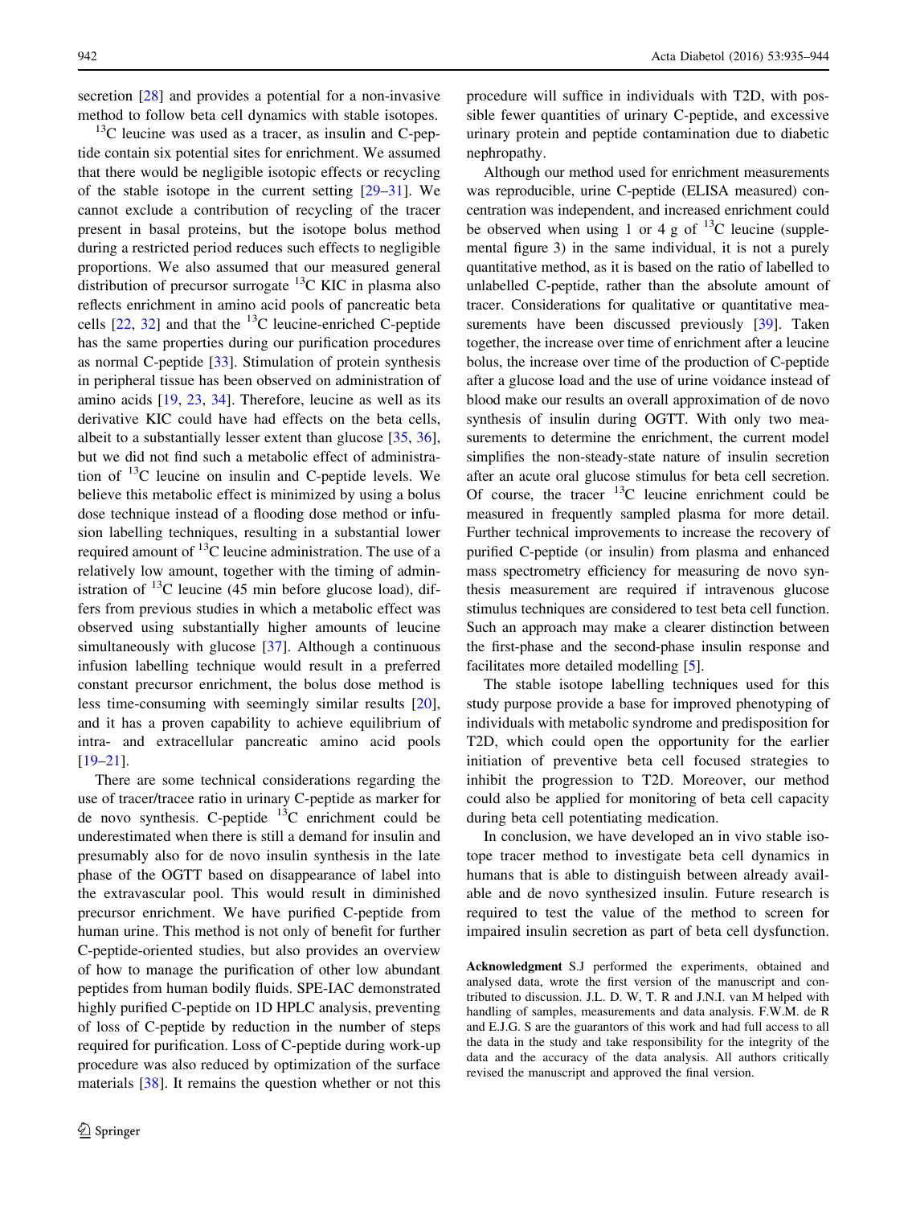secretion [28] and provides a potential for a non-invasive method to follow beta cell dynamics with stable isotopes.

$^{13}$C leucine was used as a tracer, as insulin and C-peptide contain six potential sites for enrichment. We assumed that there would be negligible isotopic effects or recycling of the stable isotope in the current setting [29–31]. We cannot exclude a contribution of recycling of the tracer present in basal proteins, but the isotope bolus method during a restricted period reduces such effects to negligible proportions. We also assumed that our measured general distribution of precursor surrogate $^{13}$C KIC in plasma also reflects enrichment in amino acid pools of pancreatic beta cells [22, 32] and that the $^{13}$C leucine-enriched C-peptide has the same properties during our purification procedures as normal C-peptide [33]. Stimulation of protein synthesis in peripheral tissue has been observed on administration of amino acids [19, 23, 34]. Therefore, leucine as well as its derivative KIC could have had effects on the beta cells, albeit to a substantially lesser extent than glucose [35, 36], but we did not find such a metabolic effect of administration of $^{13}$C leucine on insulin and C-peptide levels. We believe this metabolic effect is minimized by using a bolus dose technique instead of a flooding dose method or infusion labelling techniques, resulting in a substantial lower required amount of $^{13}$C leucine administration. The use of a relatively low amount, together with the timing of administration of $^{13}$C leucine (45 min before glucose load), differs from previous studies in which a metabolic effect was observed using substantially higher amounts of leucine simultaneously with glucose [37]. Although a continuous infusion labelling technique would result in a preferred constant precursor enrichment, the bolus dose method is less time-consuming with seemingly similar results [20], and it has a proven capability to achieve equilibrium of intra- and extracellular pancreatic amino acid pools [19–21].

There are some technical considerations regarding the use of tracer/tracee ratio in urinary C-peptide as marker for de novo synthesis. C-peptide $^{13}$C enrichment could be underestimated when there is still a demand for insulin and presumably also for de novo insulin synthesis in the late phase of the OGTT based on disappearance of label into the extravascular pool. This would result in diminished precursor enrichment. We have purified C-peptide from human urine. This method is not only of benefit for further C-peptide-oriented studies, but also provides an overview of how to manage the purification of other low abundant peptides from human bodily fluids. SPE-IAC demonstrated highly purified C-peptide on 1D HPLC analysis, preventing of loss of C-peptide by reduction in the number of steps required for purification. Loss of C-peptide during work-up procedure was also reduced by optimization of the surface materials [38]. It remains the question whether or not this procedure will suffice in individuals with T2D, with possible fewer quantities of urinary C-peptide, and excessive urinary protein and peptide contamination due to diabetic nephropathy.

Although our method used for enrichment measurements was reproducible, urine C-peptide (ELISA measured) concentration was independent, and increased enrichment could be observed when using 1 or 4 g of $^{13}$C leucine (supplemental figure 3) in the same individual, it is not a purely quantitative method, as it is based on the ratio of labelled to unlabelled C-peptide, rather than the absolute amount of tracer. Considerations for qualitative or quantitative measurements have been discussed previously [39]. Taken together, the increase over time of enrichment after a leucine bolus, the increase over time of the production of C-peptide after a glucose load and the use of urine voidance instead of blood make our results an overall approximation of de novo synthesis of insulin during OGTT. With only two measurements to determine the enrichment, the current model simplifies the non-steady-state nature of insulin secretion after an acute oral glucose stimulus for beta cell secretion. Of course, the tracer $^{13}$C leucine enrichment could be measured in frequently sampled plasma for more detail. Further technical improvements to increase the recovery of purified C-peptide (or insulin) from plasma and enhanced mass spectrometry efficiency for measuring de novo synthesis measurement are required if intravenous glucose stimulus techniques are considered to test beta cell function. Such an approach may make a clearer distinction between the first-phase and the second-phase insulin response and facilitates more detailed modelling [5].

The stable isotope labelling techniques used for this study purpose provide a base for improved phenotyping of individuals with metabolic syndrome and predisposition for T2D, which could open the opportunity for the earlier initiation of preventive beta cell focused strategies to inhibit the progression to T2D. Moreover, our method could also be applied for monitoring of beta cell capacity during beta cell potentiating medication.

In conclusion, we have developed an in vivo stable isotope tracer method to investigate beta cell dynamics in humans that is able to distinguish between already available and de novo synthesized insulin. Future research is required to test the value of the method to screen for impaired insulin secretion as part of beta cell dysfunction.

**Acknowledgment** S.J performed the experiments, obtained and analysed data, wrote the first version of the manuscript and contributed to discussion. J.L. D. W, T. R and J.N.I. van M helped with handling of samples, measurements and data analysis. F.W.M. de R and E.J.G. S are the guarantors of this work and had full access to all the data in the study and take responsibility for the integrity of the data and the accuracy of the data analysis. All authors critically revised the manuscript and approved the final version.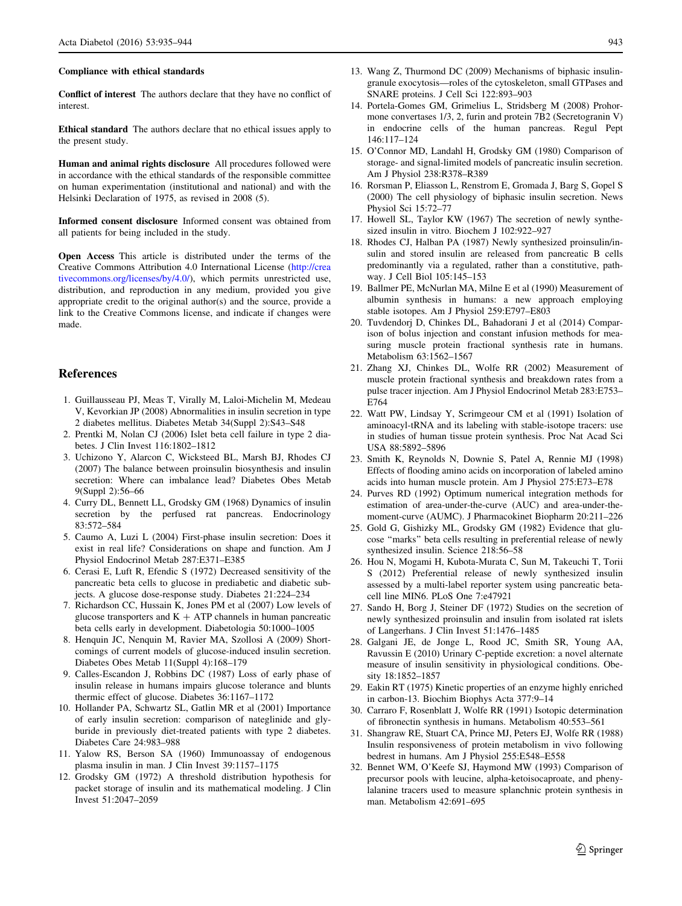**Compliance with ethical standards**

**Conflict of interest** The authors declare that they have no conflict of interest.

**Ethical standard** The authors declare that no ethical issues apply to the present study.

**Human and animal rights disclosure** All procedures followed were in accordance with the ethical standards of the responsible committee on human experimentation (institutional and national) and with the Helsinki Declaration of 1975, as revised in 2008 (5).

**Informed consent disclosure** Informed consent was obtained from all patients for being included in the study.

**Open Access** This article is distributed under the terms of the Creative Commons Attribution 4.0 International License (http://creativecommons.org/licenses/by/4.0/), which permits unrestricted use, distribution, and reproduction in any medium, provided you give appropriate credit to the original author(s) and the source, provide a link to the Creative Commons license, and indicate if changes were made.

## References

1. Guillausseau PJ, Meas T, Virally M, Laloi-Michelin M, Medeau V, Kevorkian JP (2008) Abnormalities in insulin secretion in type 2 diabetes mellitus. Diabetes Metab 34(Suppl 2):S43–S48
2. Prentki M, Nolan CJ (2006) Islet beta cell failure in type 2 diabetes. J Clin Invest 116:1802–1812
3. Uchizono Y, Alarcon C, Wicksteed BL, Marsh BJ, Rhodes CJ (2007) The balance between proinsulin biosynthesis and insulin secretion: Where can imbalance lead? Diabetes Obes Metab 9(Suppl 2):56–66
4. Curry DL, Bennett LL, Grodsky GM (1968) Dynamics of insulin secretion by the perfused rat pancreas. Endocrinology 83:572–584
5. Caumo A, Luzi L (2004) First-phase insulin secretion: Does it exist in real life? Considerations on shape and function. Am J Physiol Endocrinol Metab 287:E371–E385
6. Cerasi E, Luft R, Efendic S (1972) Decreased sensitivity of the pancreatic beta cells to glucose in prediabetic and diabetic subjects. A glucose dose-response study. Diabetes 21:224–234
7. Richardson CC, Hussain K, Jones PM et al (2007) Low levels of glucose transporters and K + ATP channels in human pancreatic beta cells early in development. Diabetologia 50:1000–1005
8. Henquin JC, Nenquin M, Ravier MA, Szollosi A (2009) Shortcomings of current models of glucose-induced insulin secretion. Diabetes Obes Metab 11(Suppl 4):168–179
9. Calles-Escandon J, Robbins DC (1987) Loss of early phase of insulin release in humans impairs glucose tolerance and blunts thermic effect of glucose. Diabetes 36:1167–1172
10. Hollander PA, Schwartz SL, Gatlin MR et al (2001) Importance of early insulin secretion: comparison of nateglinide and glyburide in previously diet-treated patients with type 2 diabetes. Diabetes Care 24:983–988
11. Yalow RS, Berson SA (1960) Immunoassay of endogenous plasma insulin in man. J Clin Invest 39:1157–1175
12. Grodsky GM (1972) A threshold distribution hypothesis for packet storage of insulin and its mathematical modeling. J Clin Invest 51:2047–2059
13. Wang Z, Thurmond DC (2009) Mechanisms of biphasic insulin-granule exocytosis—roles of the cytoskeleton, small GTPases and SNARE proteins. J Cell Sci 122:893–903
14. Portela-Gomes GM, Grimelius L, Stridsberg M (2008) Prohormone convertases 1/3, 2, furin and protein 7B2 (Secretogranin V) in endocrine cells of the human pancreas. Regul Pept 146:117–124
15. O'Connor MD, Landahl H, Grodsky GM (1980) Comparison of storage- and signal-limited models of pancreatic insulin secretion. Am J Physiol 238:R378–R389
16. Rorsman P, Eliasson L, Renstrom E, Gromada J, Barg S, Gopel S (2000) The cell physiology of biphasic insulin secretion. News Physiol Sci 15:72–77
17. Howell SL, Taylor KW (1967) The secretion of newly synthesized insulin in vitro. Biochem J 102:922–927
18. Rhodes CJ, Halban PA (1987) Newly synthesized proinsulin/insulin and stored insulin are released from pancreatic B cells predominantly via a regulated, rather than a constitutive, pathway. J Cell Biol 105:145–153
19. Ballmer PE, McNurlan MA, Milne E et al (1990) Measurement of albumin synthesis in humans: a new approach employing stable isotopes. Am J Physiol 259:E797–E803
20. Tuvdendorj D, Chinkes DL, Bahadorani J et al (2014) Comparison of bolus injection and constant infusion methods for measuring muscle protein fractional synthesis rate in humans. Metabolism 63:1562–1567
21. Zhang XJ, Chinkes DL, Wolfe RR (2002) Measurement of muscle protein fractional synthesis and breakdown rates from a pulse tracer injection. Am J Physiol Endocrinol Metab 283:E753–E764
22. Watt PW, Lindsay Y, Scrimgeour CM et al (1991) Isolation of aminoacyl-tRNA and its labeling with stable-isotope tracers: use in studies of human tissue protein synthesis. Proc Nat Acad Sci USA 88:5892–5896
23. Smith K, Reynolds N, Downie S, Patel A, Rennie MJ (1998) Effects of flooding amino acids on incorporation of labeled amino acids into human muscle protein. Am J Physiol 275:E73–E78
24. Purves RD (1992) Optimum numerical integration methods for estimation of area-under-the-curve (AUC) and area-under-the-moment-curve (AUMC). J Pharmacokinet Biopharm 20:211–226
25. Gold G, Gishizky ML, Grodsky GM (1982) Evidence that glucose "marks" beta cells resulting in preferential release of newly synthesized insulin. Science 218:56–58
26. Hou N, Mogami H, Kubota-Murata C, Sun M, Takeuchi T, Torii S (2012) Preferential release of newly synthesized insulin assessed by a multi-label reporter system using pancreatic beta-cell line MIN6. PLoS One 7:e47921
27. Sando H, Borg J, Steiner DF (1972) Studies on the secretion of newly synthesized proinsulin and insulin from isolated rat islets of Langerhans. J Clin Invest 51:1476–1485
28. Galgani JE, de Jonge L, Rood JC, Smith SR, Young AA, Ravussin E (2010) Urinary C-peptide excretion: a novel alternate measure of insulin sensitivity in physiological conditions. Obesity 18:1852–1857
29. Eakin RT (1975) Kinetic properties of an enzyme highly enriched in carbon-13. Biochim Biophys Acta 377:9–14
30. Carraro F, Rosenblatt J, Wolfe RR (1991) Isotopic determination of fibronectin synthesis in humans. Metabolism 40:553–561
31. Shangraw RE, Stuart CA, Prince MJ, Peters EJ, Wolfe RR (1988) Insulin responsiveness of protein metabolism in vivo following bedrest in humans. Am J Physiol 255:E548–E558
32. Bennet WM, O'Keefe SJ, Haymond MW (1993) Comparison of precursor pools with leucine, alpha-ketoisocaproate, and phenylalanine tracers used to measure splanchnic protein synthesis in man. Metabolism 42:691–695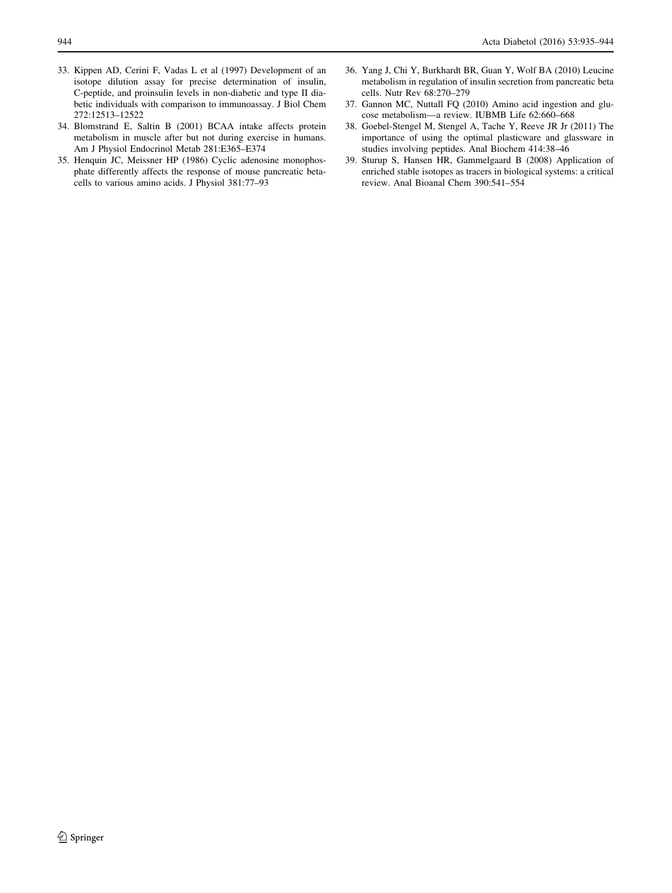33. Kippen AD, Cerini F, Vadas L et al (1997) Development of an isotope dilution assay for precise determination of insulin, C-peptide, and proinsulin levels in non-diabetic and type II diabetic individuals with comparison to immunoassay. J Biol Chem 272:12513–12522
34. Blomstrand E, Saltin B (2001) BCAA intake affects protein metabolism in muscle after but not during exercise in humans. Am J Physiol Endocrinol Metab 281:E365–E374
35. Henquin JC, Meissner HP (1986) Cyclic adenosine monophosphate differently affects the response of mouse pancreatic beta-cells to various amino acids. J Physiol 381:77–93
36. Yang J, Chi Y, Burkhardt BR, Guan Y, Wolf BA (2010) Leucine metabolism in regulation of insulin secretion from pancreatic beta cells. Nutr Rev 68:270–279
37. Gannon MC, Nuttall FQ (2010) Amino acid ingestion and glucose metabolism—a review. IUBMB Life 62:660–668
38. Goebel-Stengel M, Stengel A, Tache Y, Reeve JR Jr (2011) The importance of using the optimal plasticware and glassware in studies involving peptides. Anal Biochem 414:38–46
39. Sturup S, Hansen HR, Gammelgaard B (2008) Application of enriched stable isotopes as tracers in biological systems: a critical review. Anal Bioanal Chem 390:541–554